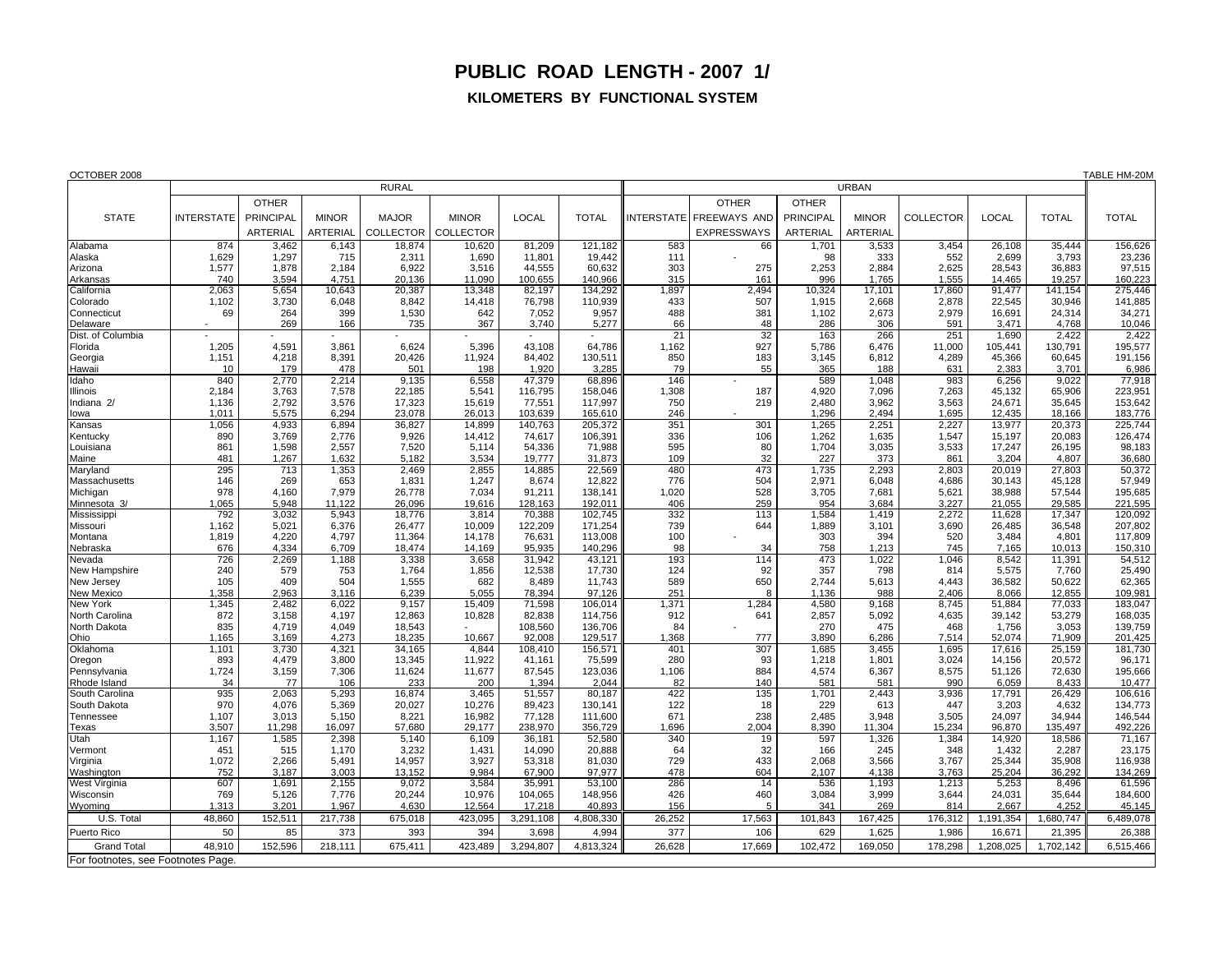# PUBLIC ROAD LENGTH - 2007 1/

## KILOMETERS BY FUNCTIONAL SYSTEM

OCTOBER 2008 TABLE HM-20M

| STATE | RURAL | | | | | | | URBAN | | | | | | | TOTAL |
|---|---|---|---|---|---|---|---|---|---|---|---|---|---|---|---|
| | INTERSTATE | OTHER PRINCIPAL ARTERIAL | MINOR ARTERIAL | MAJOR COLLECTOR | MINOR COLLECTOR | LOCAL | TOTAL | INTERSTATE | OTHER FREEWAYS AND EXPRESSWAYS | OTHER PRINCIPAL ARTERIAL | MINOR ARTERIAL | COLLECTOR | LOCAL | TOTAL | |
| Alabama | 874 | 3,462 | 6,143 | 18,874 | 10,620 | 81,209 | 121,182 | 583 | 66 | 1,701 | 3,533 | 3,454 | 26,108 | 35,444 | 156,626 |
| Alaska | 1,629 | 1,297 | 715 | 2,311 | 1,690 | 11,801 | 19,442 | 111 | - | 98 | 333 | 552 | 2,699 | 3,793 | 23,236 |
| Arizona | 1,577 | 1,878 | 2,184 | 6,922 | 3,516 | 44,555 | 60,632 | 303 | 275 | 2,253 | 2,884 | 2,625 | 28,543 | 36,883 | 97,515 |
| Arkansas | 740 | 3,594 | 4,751 | 20,136 | 11,090 | 100,655 | 140,966 | 315 | 161 | 996 | 1,765 | 1,555 | 14,465 | 19,257 | 160,223 |
| California | 2,063 | 5,654 | 10,643 | 20,387 | 13,348 | 82,197 | 134,292 | 1,897 | 2,494 | 10,324 | 17,101 | 17,860 | 91,477 | 141,154 | 275,446 |
| Colorado | 1,102 | 3,730 | 6,048 | 8,842 | 14,418 | 76,798 | 110,939 | 433 | 507 | 1,915 | 2,668 | 2,878 | 22,545 | 30,946 | 141,885 |
| Connecticut | 69 | 264 | 399 | 1,530 | 642 | 7,052 | 9,957 | 488 | 381 | 1,102 | 2,673 | 2,979 | 16,691 | 24,314 | 34,271 |
| Delaware | - | 269 | 166 | 735 | 367 | 3,740 | 5,277 | 66 | 48 | 286 | 306 | 591 | 3,471 | 4,768 | 10,046 |
| Dist. of Columbia | - | - | - | - | - | - | - | 21 | 32 | 163 | 266 | 251 | 1,690 | 2,422 | 2,422 |
| Florida | 1,205 | 4,591 | 3,861 | 6,624 | 5,396 | 43,108 | 64,786 | 1,162 | 927 | 5,786 | 6,476 | 11,000 | 105,441 | 130,791 | 195,577 |
| Georgia | 1,151 | 4,218 | 8,391 | 20,426 | 11,924 | 84,402 | 130,511 | 850 | 183 | 3,145 | 6,812 | 4,289 | 45,366 | 60,645 | 191,156 |
| Hawaii | 10 | 179 | 478 | 501 | 198 | 1,920 | 3,285 | 79 | 55 | 365 | 188 | 631 | 2,383 | 3,701 | 6,986 |
| Idaho | 840 | 2,770 | 2,214 | 9,135 | 6,558 | 47,379 | 68,896 | 146 | - | 589 | 1,048 | 983 | 6,256 | 9,022 | 77,918 |
| Illinois | 2,184 | 3,763 | 7,578 | 22,185 | 5,541 | 116,795 | 158,046 | 1,308 | 187 | 4,920 | 7,096 | 7,263 | 45,132 | 65,906 | 223,951 |
| Indiana 2/ | 1,136 | 2,792 | 3,576 | 17,323 | 15,619 | 77,551 | 117,997 | 750 | 219 | 2,480 | 3,962 | 3,563 | 24,671 | 35,645 | 153,642 |
| Iowa | 1,011 | 5,575 | 6,294 | 23,078 | 26,013 | 103,639 | 165,610 | 246 | - | 1,296 | 2,494 | 1,695 | 12,435 | 18,166 | 183,776 |
| Kansas | 1,056 | 4,933 | 6,894 | 36,827 | 14,899 | 140,763 | 205,372 | 351 | 301 | 1,265 | 2,251 | 2,227 | 13,977 | 20,373 | 225,744 |
| Kentucky | 890 | 3,769 | 2,776 | 9,926 | 14,412 | 74,617 | 106,391 | 336 | 106 | 1,262 | 1,635 | 1,547 | 15,197 | 20,083 | 126,474 |
| Louisiana | 861 | 1,598 | 2,557 | 7,520 | 5,114 | 54,336 | 71,988 | 595 | 80 | 1,704 | 3,035 | 3,533 | 17,247 | 26,195 | 98,183 |
| Maine | 481 | 1,267 | 1,632 | 5,182 | 3,534 | 19,777 | 31,873 | 109 | 32 | 227 | 373 | 861 | 3,204 | 4,807 | 36,680 |
| Maryland | 295 | 713 | 1,353 | 2,469 | 2,855 | 14,885 | 22,569 | 480 | 473 | 1,735 | 2,293 | 2,803 | 20,019 | 27,803 | 50,372 |
| Massachusetts | 146 | 269 | 653 | 1,831 | 1,247 | 8,674 | 12,822 | 776 | 504 | 2,971 | 6,048 | 4,686 | 30,143 | 45,128 | 57,949 |
| Michigan | 978 | 4,160 | 7,979 | 26,778 | 7,034 | 91,211 | 138,141 | 1,020 | 528 | 3,705 | 7,681 | 5,621 | 38,988 | 57,544 | 195,685 |
| Minnesota 3/ | 1,065 | 5,948 | 11,122 | 26,096 | 19,616 | 128,163 | 192,011 | 406 | 259 | 954 | 3,684 | 3,227 | 21,055 | 29,585 | 221,595 |
| Mississippi | 792 | 3,032 | 5,943 | 18,776 | 3,814 | 70,388 | 102,745 | 332 | 113 | 1,584 | 1,419 | 2,272 | 11,628 | 17,347 | 120,092 |
| Missouri | 1,162 | 5,021 | 6,376 | 26,477 | 10,009 | 122,209 | 171,254 | 739 | 644 | 1,889 | 3,101 | 3,690 | 26,485 | 36,548 | 207,802 |
| Montana | 1,819 | 4,220 | 4,797 | 11,364 | 14,178 | 76,631 | 113,008 | 100 | - | 303 | 394 | 520 | 3,484 | 4,801 | 117,809 |
| Nebraska | 676 | 4,334 | 6,709 | 18,474 | 14,169 | 95,935 | 140,296 | 98 | 34 | 758 | 1,213 | 745 | 7,165 | 10,013 | 150,310 |
| Nevada | 726 | 2,269 | 1,188 | 3,338 | 3,658 | 31,942 | 43,121 | 193 | 114 | 473 | 1,022 | 1,046 | 8,542 | 11,391 | 54,512 |
| New Hampshire | 240 | 579 | 753 | 1,764 | 1,856 | 12,538 | 17,730 | 124 | 92 | 357 | 798 | 814 | 5,575 | 7,760 | 25,490 |
| New Jersey | 105 | 409 | 504 | 1,555 | 682 | 8,489 | 11,743 | 589 | 650 | 2,744 | 5,613 | 4,443 | 36,582 | 50,622 | 62,365 |
| New Mexico | 1,358 | 2,963 | 3,116 | 6,239 | 5,055 | 78,394 | 97,126 | 251 | 8 | 1,136 | 988 | 2,406 | 8,066 | 12,855 | 109,981 |
| New York | 1,345 | 2,482 | 6,022 | 9,157 | 15,409 | 71,598 | 106,014 | 1,371 | 1,284 | 4,580 | 9,168 | 8,745 | 51,884 | 77,033 | 183,047 |
| North Carolina | 872 | 3,158 | 4,197 | 12,863 | 10,828 | 82,838 | 114,756 | 912 | 641 | 2,857 | 5,092 | 4,635 | 39,142 | 53,279 | 168,035 |
| North Dakota | 835 | 4,719 | 4,049 | 18,543 | - | 108,560 | 136,706 | 84 | - | 270 | 475 | 468 | 1,756 | 3,053 | 139,759 |
| Ohio | 1,165 | 3,169 | 4,273 | 18,235 | 10,667 | 92,008 | 129,517 | 1,368 | 777 | 3,890 | 6,286 | 7,514 | 52,074 | 71,909 | 201,425 |
| Oklahoma | 1,101 | 3,730 | 4,321 | 34,165 | 4,844 | 108,410 | 156,571 | 401 | 307 | 1,685 | 3,455 | 1,695 | 17,616 | 25,159 | 181,730 |
| Oregon | 893 | 4,479 | 3,800 | 13,345 | 11,922 | 41,161 | 75,599 | 280 | 93 | 1,218 | 1,801 | 3,024 | 14,156 | 20,572 | 96,171 |
| Pennsylvania | 1,724 | 3,159 | 7,306 | 11,624 | 11,677 | 87,545 | 123,036 | 1,106 | 884 | 4,574 | 6,367 | 8,575 | 51,126 | 72,630 | 195,666 |
| Rhode Island | 34 | 77 | 106 | 233 | 200 | 1,394 | 2,044 | 82 | 140 | 581 | 581 | 990 | 6,059 | 8,433 | 10,477 |
| South Carolina | 935 | 2,063 | 5,293 | 16,874 | 3,465 | 51,557 | 80,187 | 422 | 135 | 1,701 | 2,443 | 3,936 | 17,791 | 26,429 | 106,616 |
| South Dakota | 970 | 4,076 | 5,369 | 20,027 | 10,276 | 89,423 | 130,141 | 122 | 18 | 229 | 613 | 447 | 3,203 | 4,632 | 134,773 |
| Tennessee | 1,107 | 3,013 | 5,150 | 8,221 | 16,982 | 77,128 | 111,600 | 671 | 238 | 2,485 | 3,948 | 3,505 | 24,097 | 34,944 | 146,544 |
| Texas | 3,507 | 11,298 | 16,097 | 57,680 | 29,177 | 238,970 | 356,729 | 1,696 | 2,004 | 8,390 | 11,304 | 15,234 | 96,870 | 135,497 | 492,226 |
| Utah | 1,167 | 1,585 | 2,398 | 5,140 | 6,109 | 36,181 | 52,580 | 340 | 19 | 597 | 1,326 | 1,384 | 14,920 | 18,586 | 71,167 |
| Vermont | 451 | 515 | 1,170 | 3,232 | 1,431 | 14,090 | 20,888 | 64 | 32 | 166 | 245 | 348 | 1,432 | 2,287 | 23,175 |
| Virginia | 1,072 | 2,266 | 5,491 | 14,957 | 3,927 | 53,318 | 81,030 | 729 | 433 | 2,068 | 3,566 | 3,767 | 25,344 | 35,908 | 116,938 |
| Washington | 752 | 3,187 | 3,003 | 13,152 | 9,984 | 67,900 | 97,977 | 478 | 604 | 2,107 | 4,138 | 3,763 | 25,204 | 36,292 | 134,269 |
| West Virginia | 607 | 1,691 | 2,155 | 9,072 | 3,584 | 35,991 | 53,100 | 286 | 14 | 536 | 1,193 | 1,213 | 5,253 | 8,496 | 61,596 |
| Wisconsin | 769 | 5,126 | 7,776 | 20,244 | 10,976 | 104,065 | 148,956 | 426 | 460 | 3,084 | 3,999 | 3,644 | 24,031 | 35,644 | 184,600 |
| Wyoming | 1,313 | 3,201 | 1,967 | 4,630 | 12,564 | 17,218 | 40,893 | 156 | 5 | 341 | 269 | 814 | 2,667 | 4,252 | 45,145 |
| U.S. Total | 48,860 | 152,511 | 217,738 | 675,018 | 423,095 | 3,291,108 | 4,808,330 | 26,252 | 17,563 | 101,843 | 167,425 | 176,312 | 1,191,354 | 1,680,747 | 6,489,078 |
| Puerto Rico | 50 | 85 | 373 | 393 | 394 | 3,698 | 4,994 | 377 | 106 | 629 | 1,625 | 1,986 | 16,671 | 21,395 | 26,388 |
| Grand Total | 48,910 | 152,596 | 218,111 | 675,411 | 423,489 | 3,294,807 | 4,813,324 | 26,628 | 17,669 | 102,472 | 169,050 | 178,298 | 1,208,025 | 1,702,142 | 6,515,466 |

For footnotes, see Footnotes Page.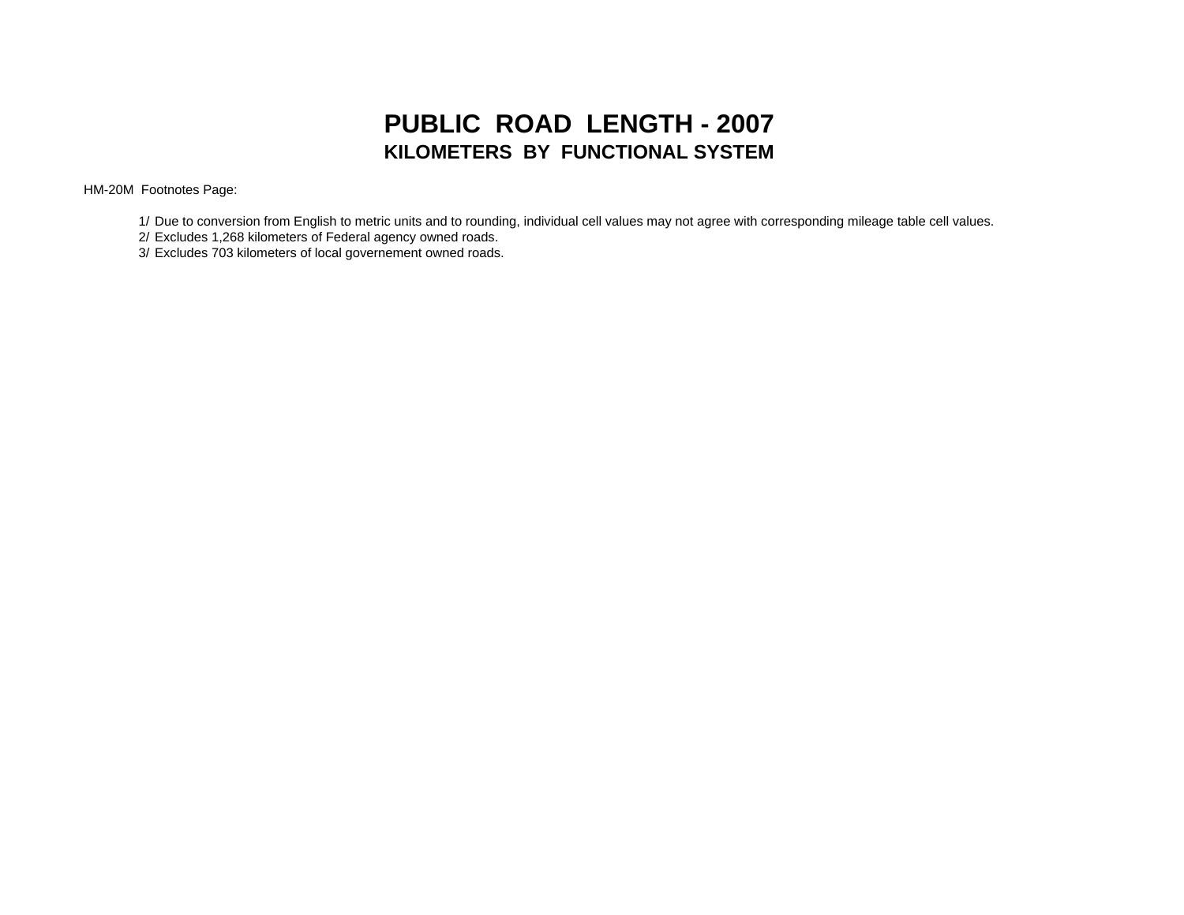# PUBLIC ROAD LENGTH - 2007

## KILOMETERS BY FUNCTIONAL SYSTEM

HM-20M Footnotes Page:

1/ Due to conversion from English to metric units and to rounding, individual cell values may not agree with corresponding mileage table cell values.
2/ Excludes 1,268 kilometers of Federal agency owned roads.
3/ Excludes 703 kilometers of local governement owned roads.